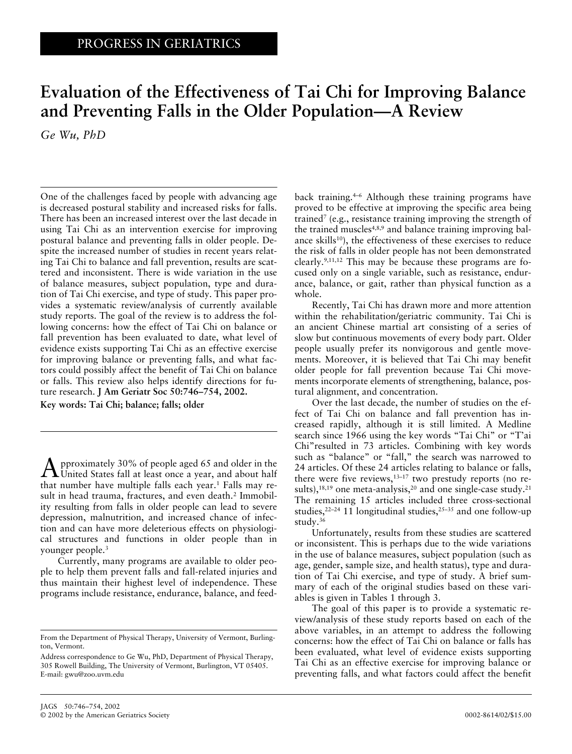PROGRESS IN GERIATRICS

# Evaluation of the Effectiveness of Tai Chi for Improving Balance and Preventing Falls in the Older Population—A Review

*Ge Wu, PhD*

One of the challenges faced by people with advancing age is decreased postural stability and increased risks for falls. There has been an increased interest over the last decade in using Tai Chi as an intervention exercise for improving postural balance and preventing falls in older people. Despite the increased number of studies in recent years relating Tai Chi to balance and fall prevention, results are scattered and inconsistent. There is wide variation in the use of balance measures, subject population, type and duration of Tai Chi exercise, and type of study. This paper provides a systematic review/analysis of currently available study reports. The goal of the review is to address the following concerns: how the effect of Tai Chi on balance or fall prevention has been evaluated to date, what level of evidence exists supporting Tai Chi as an effective exercise for improving balance or preventing falls, and what factors could possibly affect the benefit of Tai Chi on balance or falls. This review also helps identify directions for future research. **J Am Geriatr Soc 50:746–754, 2002.**

**Key words: Tai Chi; balance; falls; older**

Approximately 30% of people aged 65 and older in the United States fall at least once a year, and about half that number have multiple falls each year.[1] Falls may result in head trauma, fractures, and even death.[2] Immobility resulting from falls in older people can lead to severe depression, malnutrition, and increased chance of infection and can have more deleterious effects on physiological structures and functions in older people than in younger people.[3]

Currently, many programs are available to older people to help them prevent falls and fall-related injuries and thus maintain their highest level of independence. These programs include resistance, endurance, balance, and feedback training.[4–6] Although these training programs have proved to be effective at improving the specific area being trained[7] (e.g., resistance training improving the strength of the trained muscles[4,8,9] and balance training improving balance skills[10]), the effectiveness of these exercises to reduce the risk of falls in older people has not been demonstrated clearly.[9,11,12] This may be because these programs are focused only on a single variable, such as resistance, endurance, balance, or gait, rather than physical function as a whole.

Recently, Tai Chi has drawn more and more attention within the rehabilitation/geriatric community. Tai Chi is an ancient Chinese martial art consisting of a series of slow but continuous movements of every body part. Older people usually prefer its nonvigorous and gentle movements. Moreover, it is believed that Tai Chi may benefit older people for fall prevention because Tai Chi movements incorporate elements of strengthening, balance, postural alignment, and concentration.

Over the last decade, the number of studies on the effect of Tai Chi on balance and fall prevention has increased rapidly, although it is still limited. A Medline search since 1966 using the key words "Tai Chi" or "T'ai Chi"resulted in 73 articles. Combining with key words such as "balance" or "fall," the search was narrowed to 24 articles. Of these 24 articles relating to balance or falls, there were five reviews,[13–17] two prestudy reports (no results),[18,19] one meta-analysis,[20] and one single-case study.[21] The remaining 15 articles included three cross-sectional studies,[22–24] 11 longitudinal studies,[25–35] and one follow-up study.[36]

Unfortunately, results from these studies are scattered or inconsistent. This is perhaps due to the wide variations in the use of balance measures, subject population (such as age, gender, sample size, and health status), type and duration of Tai Chi exercise, and type of study. A brief summary of each of the original studies based on these variables is given in Tables 1 through 3.

The goal of this paper is to provide a systematic review/analysis of these study reports based on each of the above variables, in an attempt to address the following concerns: how the effect of Tai Chi on balance or falls has been evaluated, what level of evidence exists supporting Tai Chi as an effective exercise for improving balance or preventing falls, and what factors could affect the benefit

From the Department of Physical Therapy, University of Vermont, Burlington, Vermont.

Address correspondence to Ge Wu, PhD, Department of Physical Therapy, 305 Rowell Building, The University of Vermont, Burlington, VT 05405. E-mail: gwu@zoo.uvm.edu

© 2002 by the American Geriatrics Society 0002-8614/02/$15.00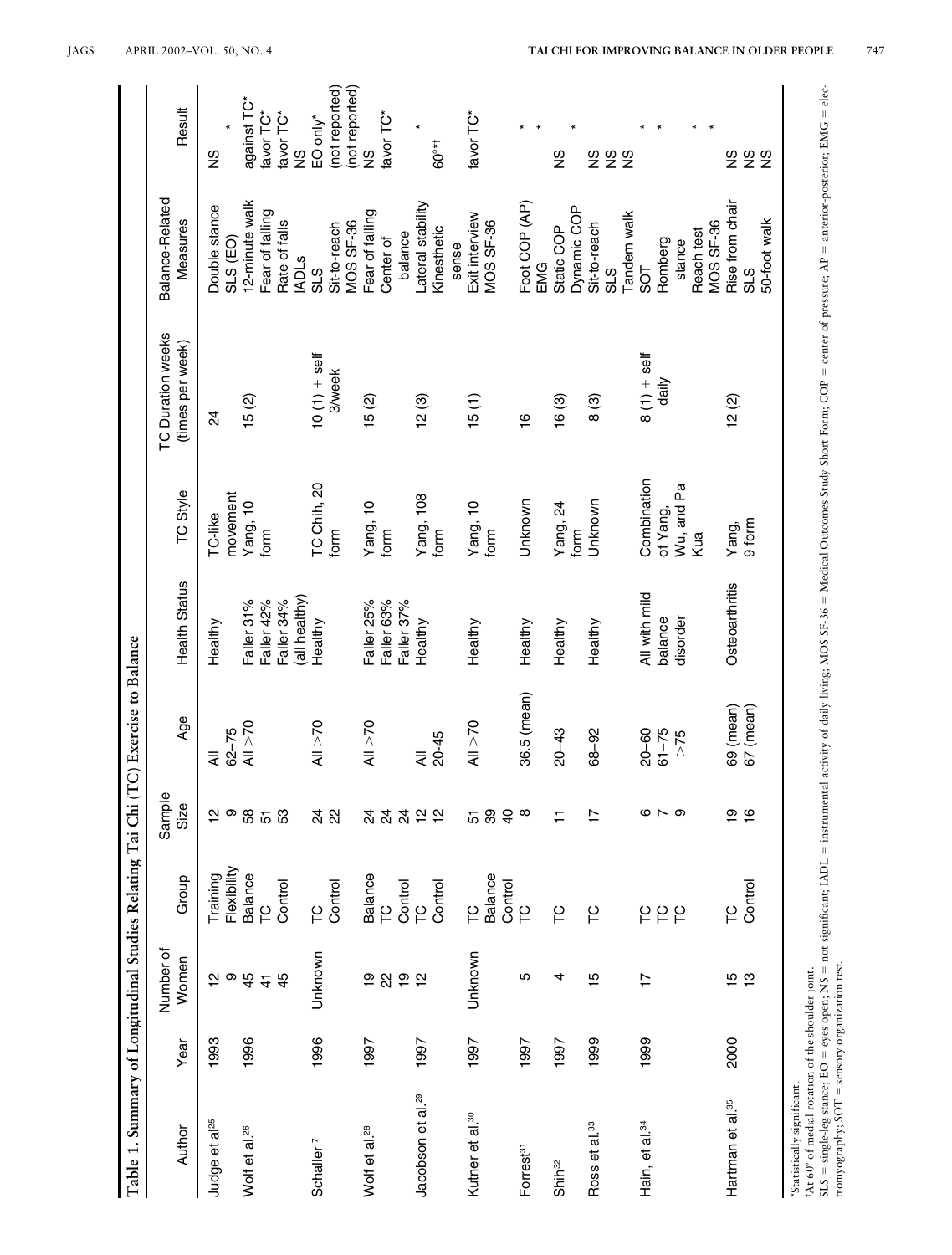**Table 1. Summary of Longitudinal Studies Relating Tai Chi (TC) Exercise to Balance**

| Author | Year | Number of Women | Group | Sample Size | Age | Health Status | TC Style | TC Duration weeks (times per week) | Balance-Related Measures | Result |
|---|---|---|---|---|---|---|---|---|---|---|
| Judge et al[25] | 1993 | 12 | Training | 12 | All | Healthy | TC-like movement | 24 | Double stance | NS |
| | | 9 | Flexibility | 9 | 62–75 | | | | SLS (EO) | * |
| Wolf et al.[26] | 1996 | 45 | Balance | 58 | All >70 | Faller 31% | Yang, 10 form | 15 (2) | 12-minute walk | against TC* |
| | | 41 | TC | 51 | | Faller 42% | | | Fear of falling | favor TC* |
| | | 45 | Control | 53 | | Faller 34% (all healthy) | | | Rate of falls | favor TC* |
| | | | | | | | | | IADLs | NS |
| Schaller[7] | 1996 | Unknown | TC | 24 | All >70 | Healthy | TC Chih, 20 form | 10 (1) + self 3/week | SLS | EO only* |
| | | | Control | 22 | | | | | Sit-to-reach | (not reported) |
| | | | | | | | | | MOS SF-36 | (not reported) |
| Wolf et al.[28] | 1997 | 19 | Balance | 24 | All >70 | Faller 25% | Yang, 10 form | 15 (2) | Fear of falling | NS |
| | | 22 | TC | 24 | | Faller 63% | | | Center of balance | favor TC* |
| | | 19 | Control | 24 | | Faller 37% | | | | |
| Jacobson et al.[29] | 1997 | 12 | TC | 12 | All | Healthy | Yang, 108 form | 12 (3) | Lateral stability | * |
| | | | Control | 12 | 20-45 | | | | Kinesthetic sense | 60°*† |
| Kutner et al.[30] | 1997 | Unknown | TC | 51 | All >70 | Healthy | Yang, 10 form | 15 (1) | Exit interview | favor TC* |
| | | | Balance | 39 | | | | | MOS SF-36 | |
| | | | Control | 40 | | | | | | |
| Forrest[31] | 1997 | 5 | TC | 8 | 36.5 (mean) | Healthy | Unknown | 16 | Foot COP (AP) | * |
| | | | | | | | | | EMG | * |
| Shih[32] | 1997 | 4 | TC | 11 | 20–43 | Healthy | Yang, 24 form | 16 (3) | Static COP | NS |
| | | | | | | | | | Dynamic COP | * |
| Ross et al.[33] | 1999 | 15 | TC | 17 | 68–92 | Healthy | Unknown | 8 (3) | Sit-to-reach | NS |
| | | | | | | | | | SLS | NS |
| | | | | | | | | | Tandem walk | NS |
| Hain, et al.[34] | 1999 | 17 | TC | 6 | 20–60 | All with mild balance disorder | Combination of Yang, Wu, and Pa Kua | 8 (1) + self daily | SOT | * |
| | | | TC | 7 | 61–75 | | | | Romberg stance | * |
| | | | TC | 9 | >75 | | | | Reach test | * |
| | | | | | | | | | MOS SF-36 | * |
| Hartman et al.[35] | 2000 | 15 | TC | 19 | 69 (mean) | Osteoarthritis | Yang, 9 form | 12 (2) | Rise from chair | NS |
| | | 13 | Control | 16 | 67 (mean) | | | | SLS | NS |
| | | | | | | | | | 50-foot walk | NS |

*Statistically significant.

†At 60° of medial rotation of the shoulder joint.

SLS = single-leg stance; EO = eyes open; NS = not significant; IADL = instrumental activity of daily living; MOS SF-36 = Medical Outcomes Study Short Form; COP = center of pressure; AP = anterior-posterior; EMG = electromyography; SOT = sensory organization test.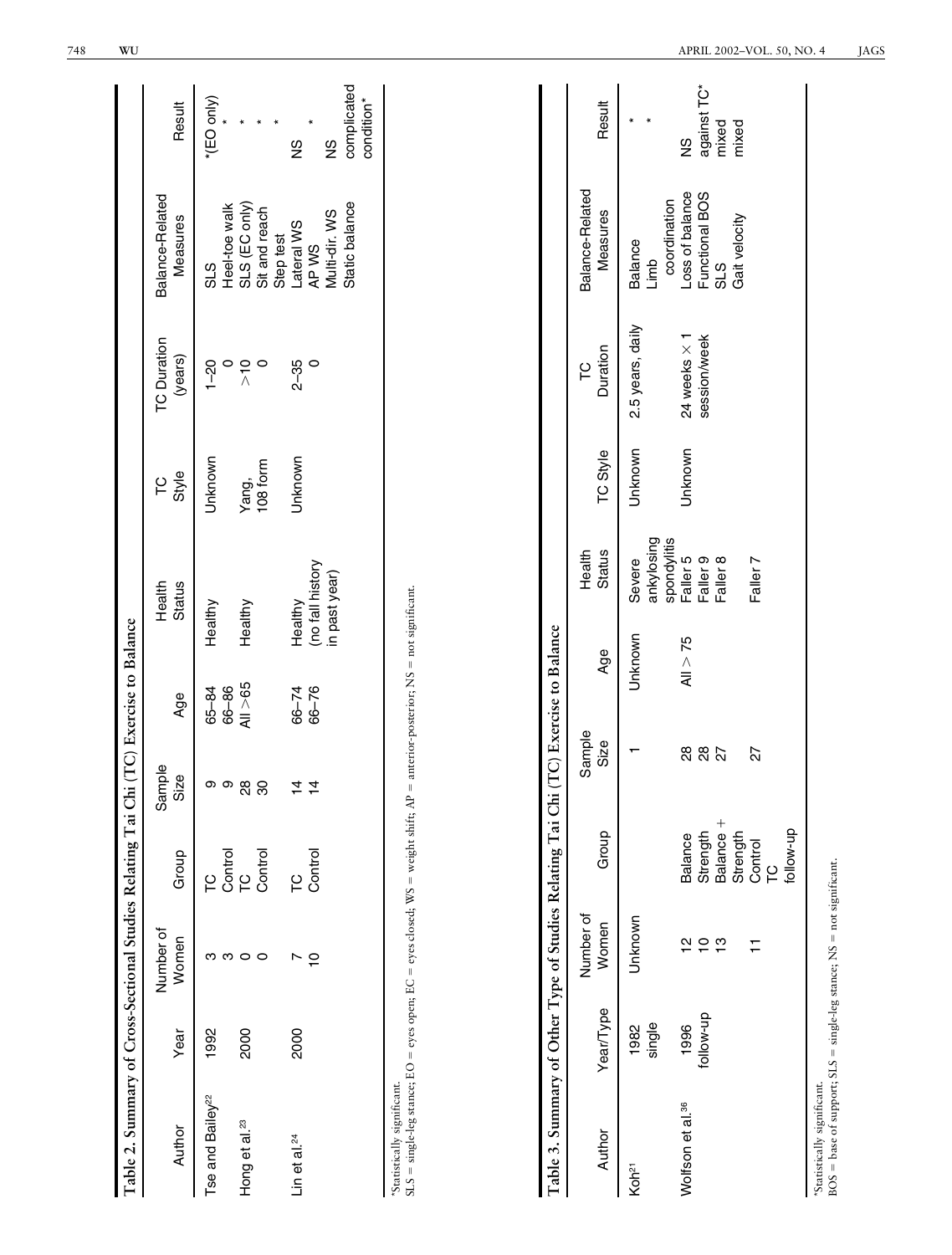**Table 2. Summary of Cross-Sectional Studies Relating Tai Chi (TC) Exercise to Balance**

| Author | Year | Number of Women | Group | Sample Size | Age | Health Status | TC Style | TC Duration (years) | Balance-Related Measures | Result |
|---|---|---|---|---|---|---|---|---|---|---|
| Tse and Bailey[22] | 1992 | 3 | TC | 9 | 65–84 | Healthy | Unknown | 1–20 | SLS | *(EO only) |
| | | 3 | Control | 9 | 66–86 | | | 0 | Heel-toe walk | * |
| Hong et al.[23] | 2000 | 0 | TC | 28 | All >65 | Healthy | Yang, 108 form | >10 | SLS (EC only) | * |
| | | 0 | Control | 30 | | | | 0 | Sit and reach | * |
| | | | | | | | | | Step test | * |
| Lin et al.[24] | 2000 | 7 | TC | 14 | 66–74 | Healthy (no fall history in past year) | Unknown | 2–35 | Lateral WS | NS |
| | | 10 | Control | 14 | 66–76 | | | 0 | AP WS | * |
| | | | | | | | | | Multi-dir. WS | NS |
| | | | | | | | | | Static balance | complicated condition* |

*Statistically significant.
SLS = single-leg stance; EO = eyes open; EC = eyes closed; WS = weight shift; AP = anterior-posterior; NS = not significant.

**Table 3. Summary of Other Type of Studies Relating Tai Chi (TC) Exercise to Balance**

| Author | Year/Type | Number of Women | Group | Sample Size | Age | Health Status | TC Style | TC Duration | Balance-Related Measures | Result |
|---|---|---|---|---|---|---|---|---|---|---|
| Koh[21] | 1982 single | Unknown | | 1 | Unknown | Severe ankylosing spondylitis | Unknown | 2.5 years, daily | Balance | * |
| | | | | | | | | | Limb coordination | * |
| Wolfson et al.[36] | 1996 follow-up | 12 | Balance | 28 | All > 75 | Faller 5 | Unknown | 24 weeks × 1 session/week | Loss of balance | NS |
| | | 10 | Strength | 28 | | Faller 9 | | | Functional BOS | against TC* |
| | | 13 | Balance + Strength | 27 | | Faller 8 | | | SLS | mixed |
| | | 11 | Control TC follow-up | 27 | | Faller 7 | | | Gait velocity | mixed |

*Statistically significant.
BOS = base of support; SLS = single-leg stance; NS = not significant.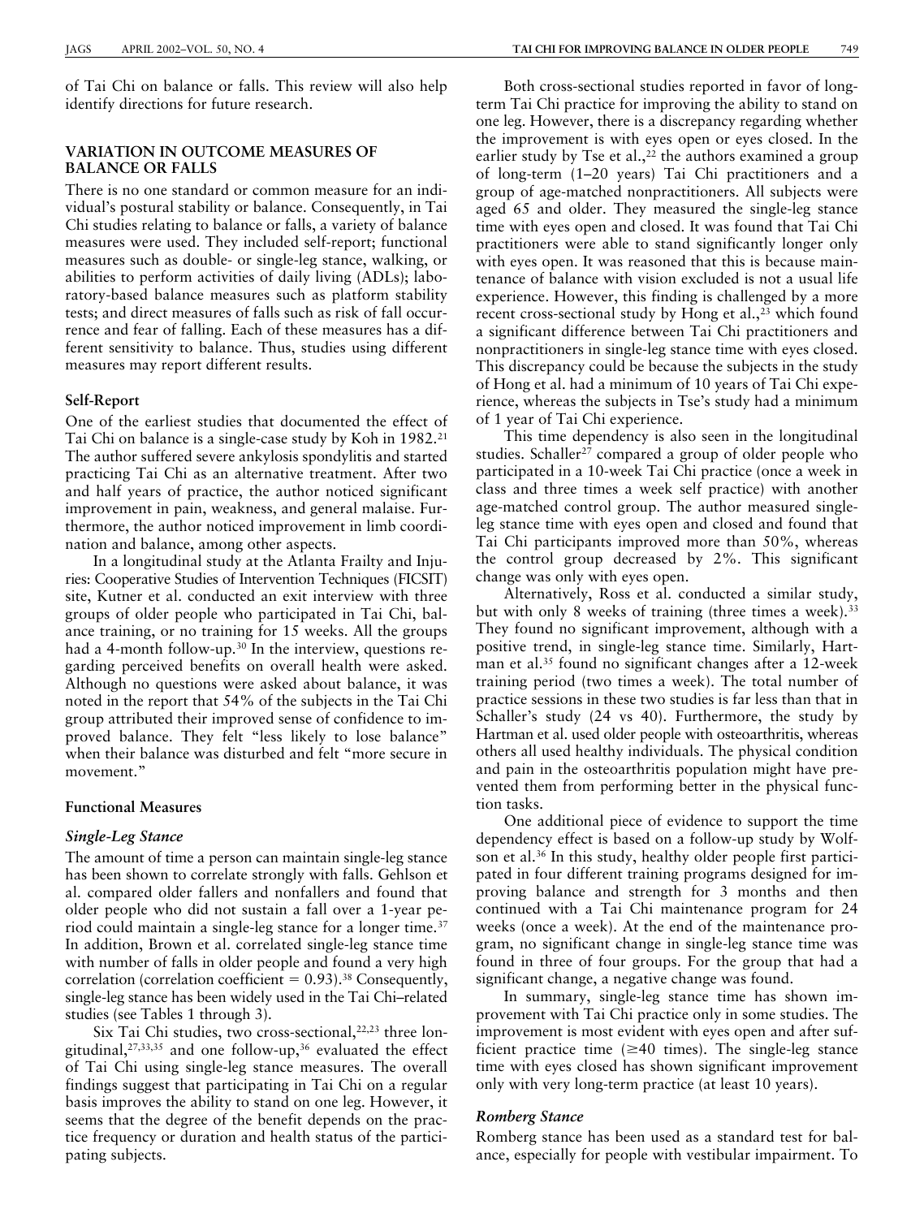of Tai Chi on balance or falls. This review will also help identify directions for future research.

## VARIATION IN OUTCOME MEASURES OF BALANCE OR FALLS

There is no one standard or common measure for an individual's postural stability or balance. Consequently, in Tai Chi studies relating to balance or falls, a variety of balance measures were used. They included self-report; functional measures such as double- or single-leg stance, walking, or abilities to perform activities of daily living (ADLs); laboratory-based balance measures such as platform stability tests; and direct measures of falls such as risk of fall occurrence and fear of falling. Each of these measures has a different sensitivity to balance. Thus, studies using different measures may report different results.

### Self-Report

One of the earliest studies that documented the effect of Tai Chi on balance is a single-case study by Koh in 1982.[21] The author suffered severe ankylosis spondylitis and started practicing Tai Chi as an alternative treatment. After two and half years of practice, the author noticed significant improvement in pain, weakness, and general malaise. Furthermore, the author noticed improvement in limb coordination and balance, among other aspects.

In a longitudinal study at the Atlanta Frailty and Injuries: Cooperative Studies of Intervention Techniques (FICSIT) site, Kutner et al. conducted an exit interview with three groups of older people who participated in Tai Chi, balance training, or no training for 15 weeks. All the groups had a 4-month follow-up.[30] In the interview, questions regarding perceived benefits on overall health were asked. Although no questions were asked about balance, it was noted in the report that 54% of the subjects in the Tai Chi group attributed their improved sense of confidence to improved balance. They felt "less likely to lose balance" when their balance was disturbed and felt "more secure in movement."

### Functional Measures

#### *Single-Leg Stance*

The amount of time a person can maintain single-leg stance has been shown to correlate strongly with falls. Gehlson et al. compared older fallers and nonfallers and found that older people who did not sustain a fall over a 1-year period could maintain a single-leg stance for a longer time.[37] In addition, Brown et al. correlated single-leg stance time with number of falls in older people and found a very high correlation (correlation coefficient = 0.93).[38] Consequently, single-leg stance has been widely used in the Tai Chi–related studies (see Tables 1 through 3).

Six Tai Chi studies, two cross-sectional,[22,23] three longitudinal,[27,33,35] and one follow-up,[36] evaluated the effect of Tai Chi using single-leg stance measures. The overall findings suggest that participating in Tai Chi on a regular basis improves the ability to stand on one leg. However, it seems that the degree of the benefit depends on the practice frequency or duration and health status of the participating subjects.

Both cross-sectional studies reported in favor of long-term Tai Chi practice for improving the ability to stand on one leg. However, there is a discrepancy regarding whether the improvement is with eyes open or eyes closed. In the earlier study by Tse et al.,[22] the authors examined a group of long-term (1–20 years) Tai Chi practitioners and a group of age-matched nonpractitioners. All subjects were aged 65 and older. They measured the single-leg stance time with eyes open and closed. It was found that Tai Chi practitioners were able to stand significantly longer only with eyes open. It was reasoned that this is because maintenance of balance with vision excluded is not a usual life experience. However, this finding is challenged by a more recent cross-sectional study by Hong et al.,[23] which found a significant difference between Tai Chi practitioners and nonpractitioners in single-leg stance time with eyes closed. This discrepancy could be because the subjects in the study of Hong et al. had a minimum of 10 years of Tai Chi experience, whereas the subjects in Tse's study had a minimum of 1 year of Tai Chi experience.

This time dependency is also seen in the longitudinal studies. Schaller[27] compared a group of older people who participated in a 10-week Tai Chi practice (once a week in class and three times a week self practice) with another age-matched control group. The author measured single-leg stance time with eyes open and closed and found that Tai Chi participants improved more than 50%, whereas the control group decreased by 2%. This significant change was only with eyes open.

Alternatively, Ross et al. conducted a similar study, but with only 8 weeks of training (three times a week).[33] They found no significant improvement, although with a positive trend, in single-leg stance time. Similarly, Hartman et al.[35] found no significant changes after a 12-week training period (two times a week). The total number of practice sessions in these two studies is far less than that in Schaller's study (24 vs 40). Furthermore, the study by Hartman et al. used older people with osteoarthritis, whereas others all used healthy individuals. The physical condition and pain in the osteoarthritis population might have prevented them from performing better in the physical function tasks.

One additional piece of evidence to support the time dependency effect is based on a follow-up study by Wolfson et al.[36] In this study, healthy older people first participated in four different training programs designed for improving balance and strength for 3 months and then continued with a Tai Chi maintenance program for 24 weeks (once a week). At the end of the maintenance program, no significant change in single-leg stance time was found in three of four groups. For the group that had a significant change, a negative change was found.

In summary, single-leg stance time has shown improvement with Tai Chi practice only in some studies. The improvement is most evident with eyes open and after sufficient practice time (≥40 times). The single-leg stance time with eyes closed has shown significant improvement only with very long-term practice (at least 10 years).

#### *Romberg Stance*

Romberg stance has been used as a standard test for balance, especially for people with vestibular impairment. To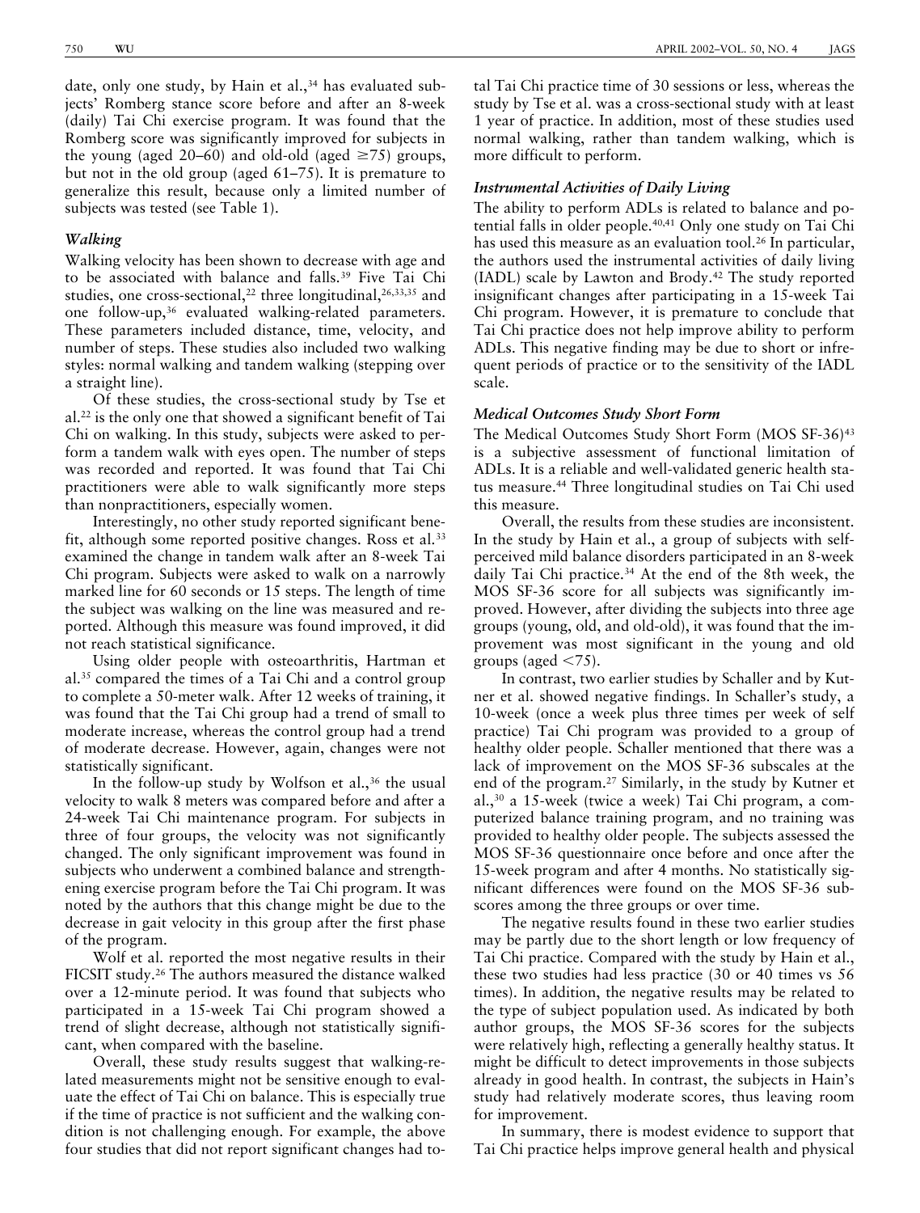date, only one study, by Hain et al.,[34] has evaluated subjects' Romberg stance score before and after an 8-week (daily) Tai Chi exercise program. It was found that the Romberg score was significantly improved for subjects in the young (aged 20–60) and old-old (aged ≥75) groups, but not in the old group (aged 61–75). It is premature to generalize this result, because only a limited number of subjects was tested (see Table 1).

### *Walking*

Walking velocity has been shown to decrease with age and to be associated with balance and falls.[39] Five Tai Chi studies, one cross-sectional,[22] three longitudinal,[26,33,35] and one follow-up,[36] evaluated walking-related parameters. These parameters included distance, time, velocity, and number of steps. These studies also included two walking styles: normal walking and tandem walking (stepping over a straight line).

Of these studies, the cross-sectional study by Tse et al.[22] is the only one that showed a significant benefit of Tai Chi on walking. In this study, subjects were asked to perform a tandem walk with eyes open. The number of steps was recorded and reported. It was found that Tai Chi practitioners were able to walk significantly more steps than nonpractitioners, especially women.

Interestingly, no other study reported significant benefit, although some reported positive changes. Ross et al.[33] examined the change in tandem walk after an 8-week Tai Chi program. Subjects were asked to walk on a narrowly marked line for 60 seconds or 15 steps. The length of time the subject was walking on the line was measured and reported. Although this measure was found improved, it did not reach statistical significance.

Using older people with osteoarthritis, Hartman et al.[35] compared the times of a Tai Chi and a control group to complete a 50-meter walk. After 12 weeks of training, it was found that the Tai Chi group had a trend of small to moderate increase, whereas the control group had a trend of moderate decrease. However, again, changes were not statistically significant.

In the follow-up study by Wolfson et al.,[36] the usual velocity to walk 8 meters was compared before and after a 24-week Tai Chi maintenance program. For subjects in three of four groups, the velocity was not significantly changed. The only significant improvement was found in subjects who underwent a combined balance and strengthening exercise program before the Tai Chi program. It was noted by the authors that this change might be due to the decrease in gait velocity in this group after the first phase of the program.

Wolf et al. reported the most negative results in their FICSIT study.[26] The authors measured the distance walked over a 12-minute period. It was found that subjects who participated in a 15-week Tai Chi program showed a trend of slight decrease, although not statistically significant, when compared with the baseline.

Overall, these study results suggest that walking-related measurements might not be sensitive enough to evaluate the effect of Tai Chi on balance. This is especially true if the time of practice is not sufficient and the walking condition is not challenging enough. For example, the above four studies that did not report significant changes had total Tai Chi practice time of 30 sessions or less, whereas the study by Tse et al. was a cross-sectional study with at least 1 year of practice. In addition, most of these studies used normal walking, rather than tandem walking, which is more difficult to perform.

### *Instrumental Activities of Daily Living*

The ability to perform ADLs is related to balance and potential falls in older people.[40,41] Only one study on Tai Chi has used this measure as an evaluation tool.[26] In particular, the authors used the instrumental activities of daily living (IADL) scale by Lawton and Brody.[42] The study reported insignificant changes after participating in a 15-week Tai Chi program. However, it is premature to conclude that Tai Chi practice does not help improve ability to perform ADLs. This negative finding may be due to short or infrequent periods of practice or to the sensitivity of the IADL scale.

### *Medical Outcomes Study Short Form*

The Medical Outcomes Study Short Form (MOS SF-36)[43] is a subjective assessment of functional limitation of ADLs. It is a reliable and well-validated generic health status measure.[44] Three longitudinal studies on Tai Chi used this measure.

Overall, the results from these studies are inconsistent. In the study by Hain et al., a group of subjects with self-perceived mild balance disorders participated in an 8-week daily Tai Chi practice.[34] At the end of the 8th week, the MOS SF-36 score for all subjects was significantly improved. However, after dividing the subjects into three age groups (young, old, and old-old), it was found that the improvement was most significant in the young and old groups (aged <75).

In contrast, two earlier studies by Schaller and by Kutner et al. showed negative findings. In Schaller's study, a 10-week (once a week plus three times per week of self practice) Tai Chi program was provided to a group of healthy older people. Schaller mentioned that there was a lack of improvement on the MOS SF-36 subscales at the end of the program.[27] Similarly, in the study by Kutner et al.,[30] a 15-week (twice a week) Tai Chi program, a computerized balance training program, and no training was provided to healthy older people. The subjects assessed the MOS SF-36 questionnaire once before and once after the 15-week program and after 4 months. No statistically significant differences were found on the MOS SF-36 subscores among the three groups or over time.

The negative results found in these two earlier studies may be partly due to the short length or low frequency of Tai Chi practice. Compared with the study by Hain et al., these two studies had less practice (30 or 40 times vs 56 times). In addition, the negative results may be related to the type of subject population used. As indicated by both author groups, the MOS SF-36 scores for the subjects were relatively high, reflecting a generally healthy status. It might be difficult to detect improvements in those subjects already in good health. In contrast, the subjects in Hain's study had relatively moderate scores, thus leaving room for improvement.

In summary, there is modest evidence to support that Tai Chi practice helps improve general health and physical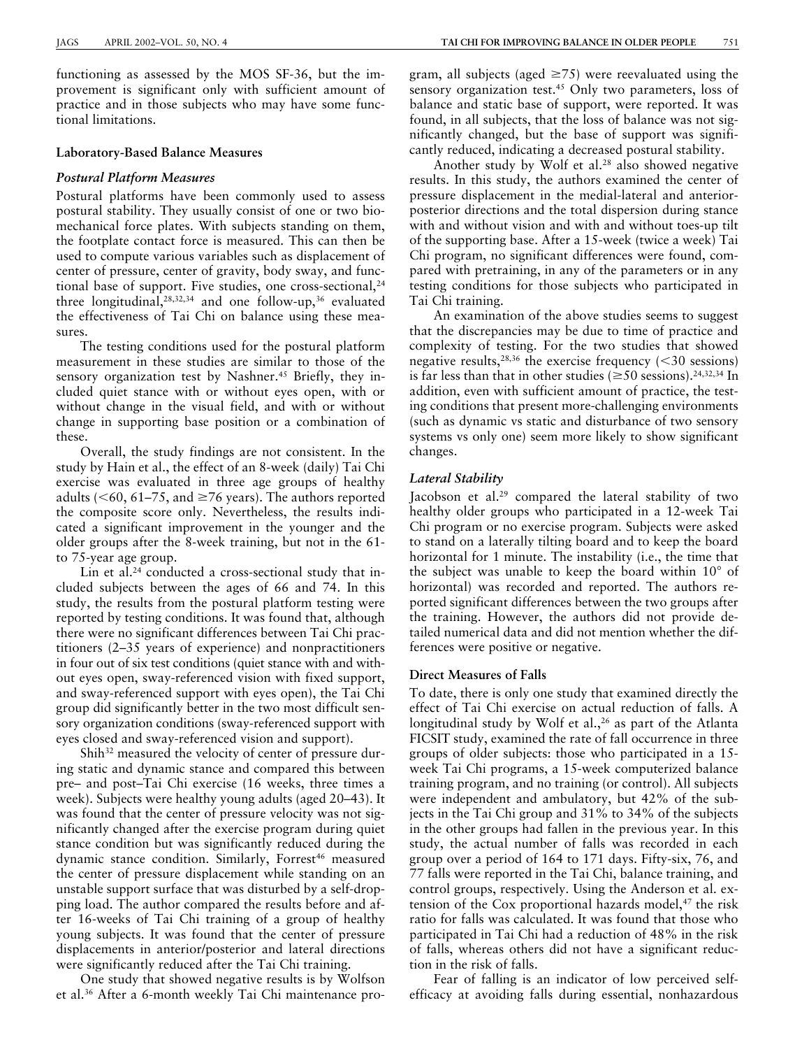functioning as assessed by the MOS SF-36, but the improvement is significant only with sufficient amount of practice and in those subjects who may have some functional limitations.

### Laboratory-Based Balance Measures

#### *Postural Platform Measures*

Postural platforms have been commonly used to assess postural stability. They usually consist of one or two biomechanical force plates. With subjects standing on them, the footplate contact force is measured. This can then be used to compute various variables such as displacement of center of pressure, center of gravity, body sway, and functional base of support. Five studies, one cross-sectional,[24] three longitudinal,[28,32,34] and one follow-up,[36] evaluated the effectiveness of Tai Chi on balance using these measures.

The testing conditions used for the postural platform measurement in these studies are similar to those of the sensory organization test by Nashner.[45] Briefly, they included quiet stance with or without eyes open, with or without change in the visual field, and with or without change in supporting base position or a combination of these.

Overall, the study findings are not consistent. In the study by Hain et al., the effect of an 8-week (daily) Tai Chi exercise was evaluated in three age groups of healthy adults (<60, 61–75, and ≥76 years). The authors reported the composite score only. Nevertheless, the results indicated a significant improvement in the younger and the older groups after the 8-week training, but not in the 61- to 75-year age group.

Lin et al.[24] conducted a cross-sectional study that included subjects between the ages of 66 and 74. In this study, the results from the postural platform testing were reported by testing conditions. It was found that, although there were no significant differences between Tai Chi practitioners (2–35 years of experience) and nonpractitioners in four out of six test conditions (quiet stance with and without eyes open, sway-referenced vision with fixed support, and sway-referenced support with eyes open), the Tai Chi group did significantly better in the two most difficult sensory organization conditions (sway-referenced support with eyes closed and sway-referenced vision and support).

Shih[32] measured the velocity of center of pressure during static and dynamic stance and compared this between pre– and post–Tai Chi exercise (16 weeks, three times a week). Subjects were healthy young adults (aged 20–43). It was found that the center of pressure velocity was not significantly changed after the exercise program during quiet stance condition but was significantly reduced during the dynamic stance condition. Similarly, Forrest[46] measured the center of pressure displacement while standing on an unstable support surface that was disturbed by a self-dropping load. The author compared the results before and after 16-weeks of Tai Chi training of a group of healthy young subjects. It was found that the center of pressure displacements in anterior/posterior and lateral directions were significantly reduced after the Tai Chi training.

One study that showed negative results is by Wolfson et al.[36] After a 6-month weekly Tai Chi maintenance program, all subjects (aged ≥75) were reevaluated using the sensory organization test.[45] Only two parameters, loss of balance and static base of support, were reported. It was found, in all subjects, that the loss of balance was not significantly changed, but the base of support was significantly reduced, indicating a decreased postural stability.

Another study by Wolf et al.[28] also showed negative results. In this study, the authors examined the center of pressure displacement in the medial-lateral and anterior-posterior directions and the total dispersion during stance with and without vision and with and without toes-up tilt of the supporting base. After a 15-week (twice a week) Tai Chi program, no significant differences were found, compared with pretraining, in any of the parameters or in any testing conditions for those subjects who participated in Tai Chi training.

An examination of the above studies seems to suggest that the discrepancies may be due to time of practice and complexity of testing. For the two studies that showed negative results,[28,36] the exercise frequency (<30 sessions) is far less than that in other studies (≥50 sessions).[24,32,34] In addition, even with sufficient amount of practice, the testing conditions that present more-challenging environments (such as dynamic vs static and disturbance of two sensory systems vs only one) seem more likely to show significant changes.

#### *Lateral Stability*

Jacobson et al.[29] compared the lateral stability of two healthy older groups who participated in a 12-week Tai Chi program or no exercise program. Subjects were asked to stand on a laterally tilting board and to keep the board horizontal for 1 minute. The instability (i.e., the time that the subject was unable to keep the board within 10° of horizontal) was recorded and reported. The authors reported significant differences between the two groups after the training. However, the authors did not provide detailed numerical data and did not mention whether the differences were positive or negative.

### Direct Measures of Falls

To date, there is only one study that examined directly the effect of Tai Chi exercise on actual reduction of falls. A longitudinal study by Wolf et al.,[26] as part of the Atlanta FICSIT study, examined the rate of fall occurrence in three groups of older subjects: those who participated in a 15-week Tai Chi programs, a 15-week computerized balance training program, and no training (or control). All subjects were independent and ambulatory, but 42% of the subjects in the Tai Chi group and 31% to 34% of the subjects in the other groups had fallen in the previous year. In this study, the actual number of falls was recorded in each group over a period of 164 to 171 days. Fifty-six, 76, and 77 falls were reported in the Tai Chi, balance training, and control groups, respectively. Using the Anderson et al. extension of the Cox proportional hazards model,[47] the risk ratio for falls was calculated. It was found that those who participated in Tai Chi had a reduction of 48% in the risk of falls, whereas others did not have a significant reduction in the risk of falls.

Fear of falling is an indicator of low perceived self-efficacy at avoiding falls during essential, nonhazardous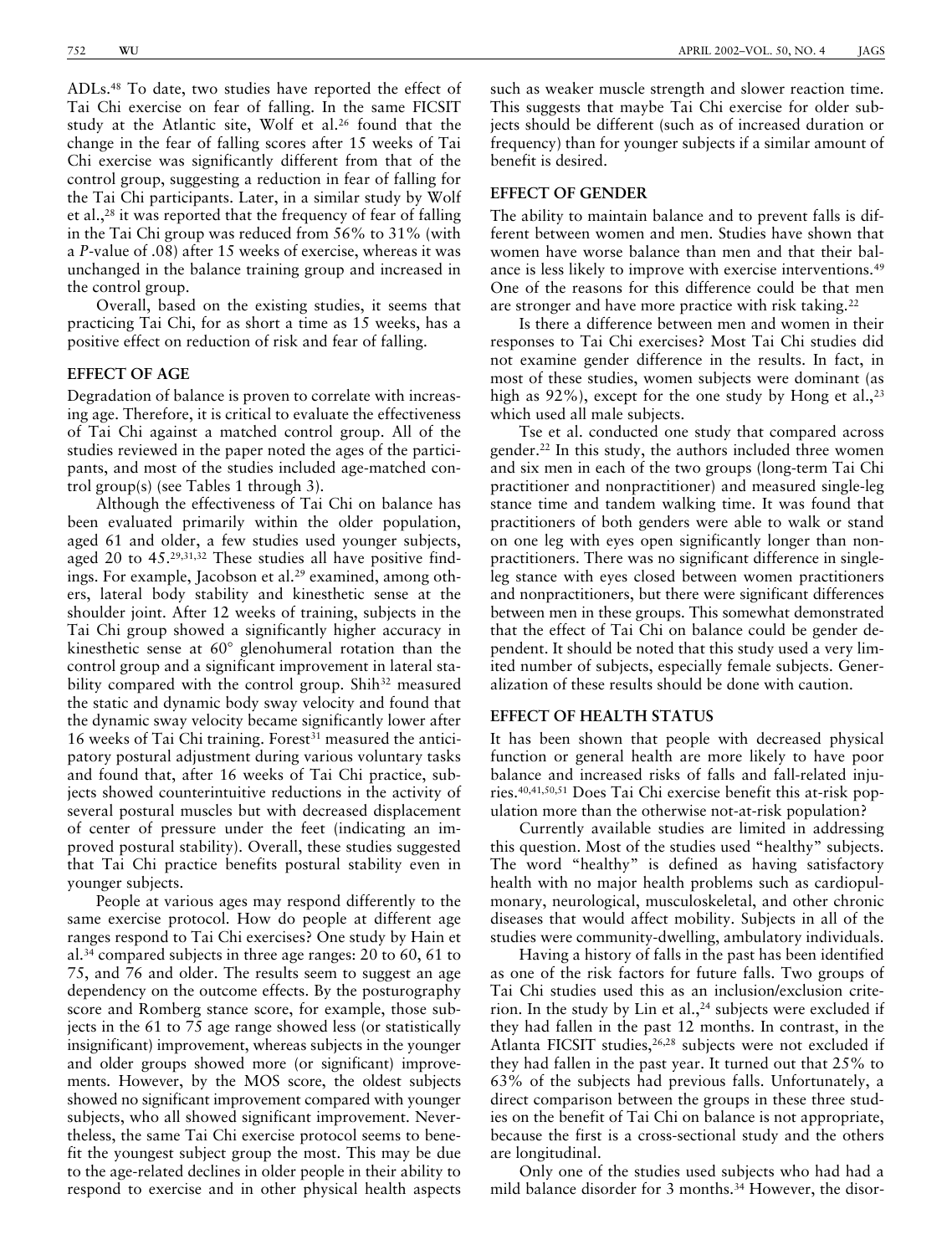ADLs.[48] To date, two studies have reported the effect of Tai Chi exercise on fear of falling. In the same FICSIT study at the Atlantic site, Wolf et al.[26] found that the change in the fear of falling scores after 15 weeks of Tai Chi exercise was significantly different from that of the control group, suggesting a reduction in fear of falling for the Tai Chi participants. Later, in a similar study by Wolf et al.,[28] it was reported that the frequency of fear of falling in the Tai Chi group was reduced from 56% to 31% (with a *P*-value of .08) after 15 weeks of exercise, whereas it was unchanged in the balance training group and increased in the control group.

Overall, based on the existing studies, it seems that practicing Tai Chi, for as short a time as 15 weeks, has a positive effect on reduction of risk and fear of falling.

## EFFECT OF AGE

Degradation of balance is proven to correlate with increasing age. Therefore, it is critical to evaluate the effectiveness of Tai Chi against a matched control group. All of the studies reviewed in the paper noted the ages of the participants, and most of the studies included age-matched control group(s) (see Tables 1 through 3).

Although the effectiveness of Tai Chi on balance has been evaluated primarily within the older population, aged 61 and older, a few studies used younger subjects, aged 20 to 45.[29,31,32] These studies all have positive findings. For example, Jacobson et al.[29] examined, among others, lateral body stability and kinesthetic sense at the shoulder joint. After 12 weeks of training, subjects in the Tai Chi group showed a significantly higher accuracy in kinesthetic sense at 60° glenohumeral rotation than the control group and a significant improvement in lateral stability compared with the control group. Shih[32] measured the static and dynamic body sway velocity and found that the dynamic sway velocity became significantly lower after 16 weeks of Tai Chi training. Forest[31] measured the anticipatory postural adjustment during various voluntary tasks and found that, after 16 weeks of Tai Chi practice, subjects showed counterintuitive reductions in the activity of several postural muscles but with decreased displacement of center of pressure under the feet (indicating an improved postural stability). Overall, these studies suggested that Tai Chi practice benefits postural stability even in younger subjects.

People at various ages may respond differently to the same exercise protocol. How do people at different age ranges respond to Tai Chi exercises? One study by Hain et al.[34] compared subjects in three age ranges: 20 to 60, 61 to 75, and 76 and older. The results seem to suggest an age dependency on the outcome effects. By the posturography score and Romberg stance score, for example, those subjects in the 61 to 75 age range showed less (or statistically insignificant) improvement, whereas subjects in the younger and older groups showed more (or significant) improvements. However, by the MOS score, the oldest subjects showed no significant improvement compared with younger subjects, who all showed significant improvement. Nevertheless, the same Tai Chi exercise protocol seems to benefit the youngest subject group the most. This may be due to the age-related declines in older people in their ability to respond to exercise and in other physical health aspects such as weaker muscle strength and slower reaction time. This suggests that maybe Tai Chi exercise for older subjects should be different (such as of increased duration or frequency) than for younger subjects if a similar amount of benefit is desired.

## EFFECT OF GENDER

The ability to maintain balance and to prevent falls is different between women and men. Studies have shown that women have worse balance than men and that their balance is less likely to improve with exercise interventions.[49] One of the reasons for this difference could be that men are stronger and have more practice with risk taking.[22]

Is there a difference between men and women in their responses to Tai Chi exercises? Most Tai Chi studies did not examine gender difference in the results. In fact, in most of these studies, women subjects were dominant (as high as 92%), except for the one study by Hong et al.,[23] which used all male subjects.

Tse et al. conducted one study that compared across gender.[22] In this study, the authors included three women and six men in each of the two groups (long-term Tai Chi practitioner and nonpractitioner) and measured single-leg stance time and tandem walking time. It was found that practitioners of both genders were able to walk or stand on one leg with eyes open significantly longer than nonpractitioners. There was no significant difference in single-leg stance with eyes closed between women practitioners and nonpractitioners, but there were significant differences between men in these groups. This somewhat demonstrated that the effect of Tai Chi on balance could be gender dependent. It should be noted that this study used a very limited number of subjects, especially female subjects. Generalization of these results should be done with caution.

## EFFECT OF HEALTH STATUS

It has been shown that people with decreased physical function or general health are more likely to have poor balance and increased risks of falls and fall-related injuries.[40,41,50,51] Does Tai Chi exercise benefit this at-risk population more than the otherwise not-at-risk population?

Currently available studies are limited in addressing this question. Most of the studies used "healthy" subjects. The word "healthy" is defined as having satisfactory health with no major health problems such as cardiopulmonary, neurological, musculoskeletal, and other chronic diseases that would affect mobility. Subjects in all of the studies were community-dwelling, ambulatory individuals.

Having a history of falls in the past has been identified as one of the risk factors for future falls. Two groups of Tai Chi studies used this as an inclusion/exclusion criterion. In the study by Lin et al.,[24] subjects were excluded if they had fallen in the past 12 months. In contrast, in the Atlanta FICSIT studies,[26,28] subjects were not excluded if they had fallen in the past year. It turned out that 25% to 63% of the subjects had previous falls. Unfortunately, a direct comparison between the groups in these three studies on the benefit of Tai Chi on balance is not appropriate, because the first is a cross-sectional study and the others are longitudinal.

Only one of the studies used subjects who had had a mild balance disorder for 3 months.[34] However, the disor-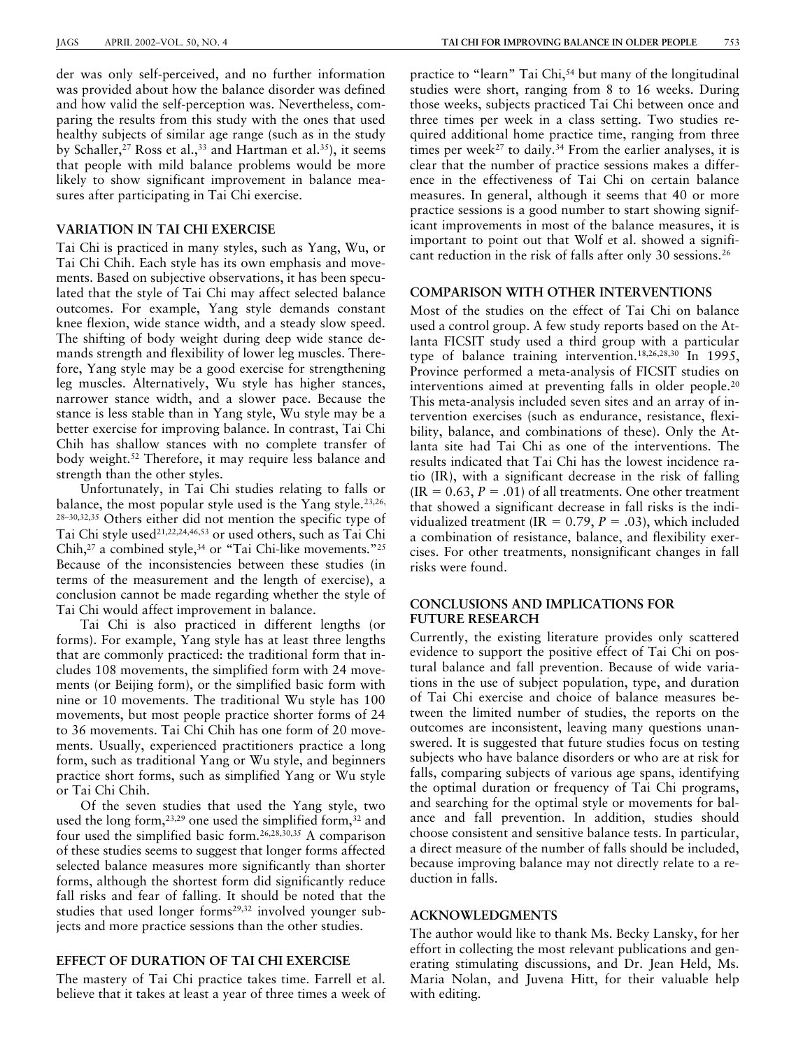der was only self-perceived, and no further information was provided about how the balance disorder was defined and how valid the self-perception was. Nevertheless, comparing the results from this study with the ones that used healthy subjects of similar age range (such as in the study by Schaller,[27] Ross et al.,[33] and Hartman et al.[35]), it seems that people with mild balance problems would be more likely to show significant improvement in balance measures after participating in Tai Chi exercise.

## VARIATION IN TAI CHI EXERCISE

Tai Chi is practiced in many styles, such as Yang, Wu, or Tai Chi Chih. Each style has its own emphasis and movements. Based on subjective observations, it has been speculated that the style of Tai Chi may affect selected balance outcomes. For example, Yang style demands constant knee flexion, wide stance width, and a steady slow speed. The shifting of body weight during deep wide stance demands strength and flexibility of lower leg muscles. Therefore, Yang style may be a good exercise for strengthening leg muscles. Alternatively, Wu style has higher stances, narrower stance width, and a slower pace. Because the stance is less stable than in Yang style, Wu style may be a better exercise for improving balance. In contrast, Tai Chi Chih has shallow stances with no complete transfer of body weight.[52] Therefore, it may require less balance and strength than the other styles.

Unfortunately, in Tai Chi studies relating to falls or balance, the most popular style used is the Yang style.[23,26,28–30,32,35] Others either did not mention the specific type of Tai Chi style used[21,22,24,46,53] or used others, such as Tai Chi Chih,[27] a combined style,[34] or "Tai Chi-like movements."[25] Because of the inconsistencies between these studies (in terms of the measurement and the length of exercise), a conclusion cannot be made regarding whether the style of Tai Chi would affect improvement in balance.

Tai Chi is also practiced in different lengths (or forms). For example, Yang style has at least three lengths that are commonly practiced: the traditional form that includes 108 movements, the simplified form with 24 movements (or Beijing form), or the simplified basic form with nine or 10 movements. The traditional Wu style has 100 movements, but most people practice shorter forms of 24 to 36 movements. Tai Chi Chih has one form of 20 movements. Usually, experienced practitioners practice a long form, such as traditional Yang or Wu style, and beginners practice short forms, such as simplified Yang or Wu style or Tai Chi Chih.

Of the seven studies that used the Yang style, two used the long form,[23,29] one used the simplified form,[32] and four used the simplified basic form.[26,28,30,35] A comparison of these studies seems to suggest that longer forms affected selected balance measures more significantly than shorter forms, although the shortest form did significantly reduce fall risks and fear of falling. It should be noted that the studies that used longer forms[29,32] involved younger subjects and more practice sessions than the other studies.

## EFFECT OF DURATION OF TAI CHI EXERCISE

The mastery of Tai Chi practice takes time. Farrell et al. believe that it takes at least a year of three times a week of practice to "learn" Tai Chi,[54] but many of the longitudinal studies were short, ranging from 8 to 16 weeks. During those weeks, subjects practiced Tai Chi between once and three times per week in a class setting. Two studies required additional home practice time, ranging from three times per week[27] to daily.[34] From the earlier analyses, it is clear that the number of practice sessions makes a difference in the effectiveness of Tai Chi on certain balance measures. In general, although it seems that 40 or more practice sessions is a good number to start showing significant improvements in most of the balance measures, it is important to point out that Wolf et al. showed a significant reduction in the risk of falls after only 30 sessions.[26]

## COMPARISON WITH OTHER INTERVENTIONS

Most of the studies on the effect of Tai Chi on balance used a control group. A few study reports based on the Atlanta FICSIT study used a third group with a particular type of balance training intervention.[18,26,28,30] In 1995, Province performed a meta-analysis of FICSIT studies on interventions aimed at preventing falls in older people.[20] This meta-analysis included seven sites and an array of intervention exercises (such as endurance, resistance, flexibility, balance, and combinations of these). Only the Atlanta site had Tai Chi as one of the interventions. The results indicated that Tai Chi has the lowest incidence ratio (IR), with a significant decrease in the risk of falling (IR = 0.63, $P = .01$) of all treatments. One other treatment that showed a significant decrease in fall risks is the individualized treatment (IR = 0.79, $P = .03$), which included a combination of resistance, balance, and flexibility exercises. For other treatments, nonsignificant changes in fall risks were found.

## CONCLUSIONS AND IMPLICATIONS FOR FUTURE RESEARCH

Currently, the existing literature provides only scattered evidence to support the positive effect of Tai Chi on postural balance and fall prevention. Because of wide variations in the use of subject population, type, and duration of Tai Chi exercise and choice of balance measures between the limited number of studies, the reports on the outcomes are inconsistent, leaving many questions unanswered. It is suggested that future studies focus on testing subjects who have balance disorders or who are at risk for falls, comparing subjects of various age spans, identifying the optimal duration or frequency of Tai Chi programs, and searching for the optimal style or movements for balance and fall prevention. In addition, studies should choose consistent and sensitive balance tests. In particular, a direct measure of the number of falls should be included, because improving balance may not directly relate to a reduction in falls.

## ACKNOWLEDGMENTS

The author would like to thank Ms. Becky Lansky, for her effort in collecting the most relevant publications and generating stimulating discussions, and Dr. Jean Held, Ms. Maria Nolan, and Juvena Hitt, for their valuable help with editing.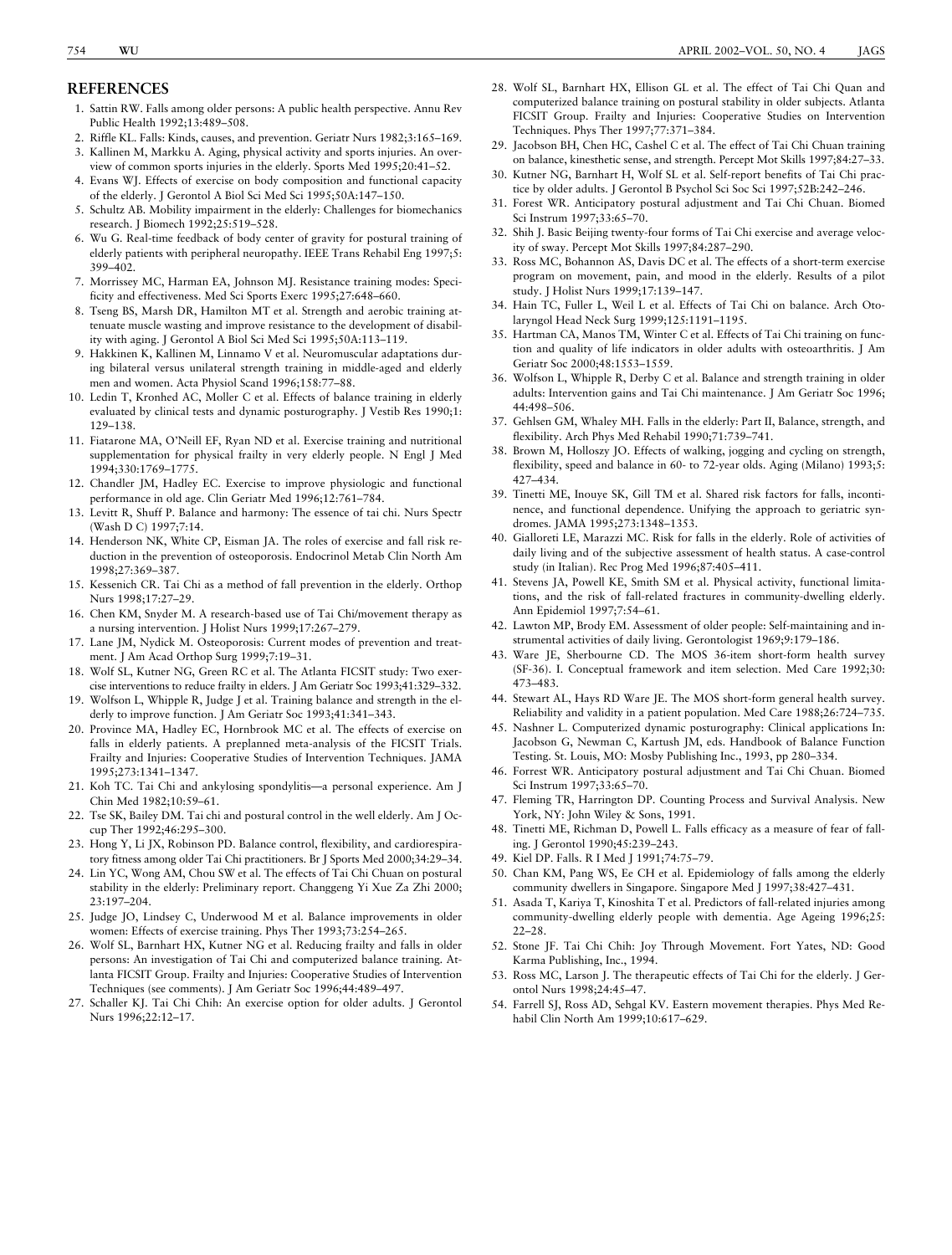## REFERENCES

1. Sattin RW. Falls among older persons: A public health perspective. Annu Rev Public Health 1992;13:489–508.
2. Riffle KL. Falls: Kinds, causes, and prevention. Geriatr Nurs 1982;3:165–169.
3. Kallinen M, Markku A. Aging, physical activity and sports injuries. An overview of common sports injuries in the elderly. Sports Med 1995;20:41–52.
4. Evans WJ. Effects of exercise on body composition and functional capacity of the elderly. J Gerontol A Biol Sci Med Sci 1995;50A:147–150.
5. Schultz AB. Mobility impairment in the elderly: Challenges for biomechanics research. J Biomech 1992;25:519–528.
6. Wu G. Real-time feedback of body center of gravity for postural training of elderly patients with peripheral neuropathy. IEEE Trans Rehabil Eng 1997;5: 399–402.
7. Morrissey MC, Harman EA, Johnson MJ. Resistance training modes: Specificity and effectiveness. Med Sci Sports Exerc 1995;27:648–660.
8. Tseng BS, Marsh DR, Hamilton MT et al. Strength and aerobic training attenuate muscle wasting and improve resistance to the development of disability with aging. J Gerontol A Biol Sci Med Sci 1995;50A:113–119.
9. Hakkinen K, Kallinen M, Linnamo V et al. Neuromuscular adaptations during bilateral versus unilateral strength training in middle-aged and elderly men and women. Acta Physiol Scand 1996;158:77–88.
10. Ledin T, Kronhed AC, Moller C et al. Effects of balance training in elderly evaluated by clinical tests and dynamic posturography. J Vestib Res 1990;1: 129–138.
11. Fiatarone MA, O'Neill EF, Ryan ND et al. Exercise training and nutritional supplementation for physical frailty in very elderly people. N Engl J Med 1994;330:1769–1775.
12. Chandler JM, Hadley EC. Exercise to improve physiologic and functional performance in old age. Clin Geriatr Med 1996;12:761–784.
13. Levitt R, Shuff P. Balance and harmony: The essence of tai chi. Nurs Spectr (Wash D C) 1997;7:14.
14. Henderson NK, White CP, Eisman JA. The roles of exercise and fall risk reduction in the prevention of osteoporosis. Endocrinol Metab Clin North Am 1998;27:369–387.
15. Kessenich CR. Tai Chi as a method of fall prevention in the elderly. Orthop Nurs 1998;17:27–29.
16. Chen KM, Snyder M. A research-based use of Tai Chi/movement therapy as a nursing intervention. J Holist Nurs 1999;17:267–279.
17. Lane JM, Nydick M. Osteoporosis: Current modes of prevention and treatment. J Am Acad Orthop Surg 1999;7:19–31.
18. Wolf SL, Kutner NG, Green RC et al. The Atlanta FICSIT study: Two exercise interventions to reduce frailty in elders. J Am Geriatr Soc 1993;41:329–332.
19. Wolfson L, Whipple R, Judge J et al. Training balance and strength in the elderly to improve function. J Am Geriatr Soc 1993;41:341–343.
20. Province MA, Hadley EC, Hornbrook MC et al. The effects of exercise on falls in elderly patients. A preplanned meta-analysis of the FICSIT Trials. Frailty and Injuries: Cooperative Studies of Intervention Techniques. JAMA 1995;273:1341–1347.
21. Koh TC. Tai Chi and ankylosing spondylitis—a personal experience. Am J Chin Med 1982;10:59–61.
22. Tse SK, Bailey DM. Tai chi and postural control in the well elderly. Am J Occup Ther 1992;46:295–300.
23. Hong Y, Li JX, Robinson PD. Balance control, flexibility, and cardiorespiratory fitness among older Tai Chi practitioners. Br J Sports Med 2000;34:29–34.
24. Lin YC, Wong AM, Chou SW et al. The effects of Tai Chi Chuan on postural stability in the elderly: Preliminary report. Changgeng Yi Xue Za Zhi 2000; 23:197–204.
25. Judge JO, Lindsey C, Underwood M et al. Balance improvements in older women: Effects of exercise training. Phys Ther 1993;73:254–265.
26. Wolf SL, Barnhart HX, Kutner NG et al. Reducing frailty and falls in older persons: An investigation of Tai Chi and computerized balance training. Atlanta FICSIT Group. Frailty and Injuries: Cooperative Studies of Intervention Techniques (see comments). J Am Geriatr Soc 1996;44:489–497.
27. Schaller KJ. Tai Chi Chih: An exercise option for older adults. J Gerontol Nurs 1996;22:12–17.
28. Wolf SL, Barnhart HX, Ellison GL et al. The effect of Tai Chi Quan and computerized balance training on postural stability in older subjects. Atlanta FICSIT Group. Frailty and Injuries: Cooperative Studies on Intervention Techniques. Phys Ther 1997;77:371–384.
29. Jacobson BH, Chen HC, Cashel C et al. The effect of Tai Chi Chuan training on balance, kinesthetic sense, and strength. Percept Mot Skills 1997;84:27–33.
30. Kutner NG, Barnhart H, Wolf SL et al. Self-report benefits of Tai Chi practice by older adults. J Gerontol B Psychol Sci Soc Sci 1997;52B:242–246.
31. Forest WR. Anticipatory postural adjustment and Tai Chi Chuan. Biomed Sci Instrum 1997;33:65–70.
32. Shih J. Basic Beijing twenty-four forms of Tai Chi exercise and average velocity of sway. Percept Mot Skills 1997;84:287–290.
33. Ross MC, Bohannon AS, Davis DC et al. The effects of a short-term exercise program on movement, pain, and mood in the elderly. Results of a pilot study. J Holist Nurs 1999;17:139–147.
34. Hain TC, Fuller L, Weil L et al. Effects of Tai Chi on balance. Arch Otolaryngol Head Neck Surg 1999;125:1191–1195.
35. Hartman CA, Manos TM, Winter C et al. Effects of Tai Chi training on function and quality of life indicators in older adults with osteoarthritis. J Am Geriatr Soc 2000;48:1553–1559.
36. Wolfson L, Whipple R, Derby C et al. Balance and strength training in older adults: Intervention gains and Tai Chi maintenance. J Am Geriatr Soc 1996; 44:498–506.
37. Gehlsen GM, Whaley MH. Falls in the elderly: Part II, Balance, strength, and flexibility. Arch Phys Med Rehabil 1990;71:739–741.
38. Brown M, Holloszy JO. Effects of walking, jogging and cycling on strength, flexibility, speed and balance in 60- to 72-year olds. Aging (Milano) 1993;5: 427–434.
39. Tinetti ME, Inouye SK, Gill TM et al. Shared risk factors for falls, incontinence, and functional dependence. Unifying the approach to geriatric syndromes. JAMA 1995;273:1348–1353.
40. Gialloreti LE, Marazzi MC. Risk for falls in the elderly. Role of activities of daily living and of the subjective assessment of health status. A case-control study (in Italian). Rec Prog Med 1996;87:405–411.
41. Stevens JA, Powell KE, Smith SM et al. Physical activity, functional limitations, and the risk of fall-related fractures in community-dwelling elderly. Ann Epidemiol 1997;7:54–61.
42. Lawton MP, Brody EM. Assessment of older people: Self-maintaining and instrumental activities of daily living. Gerontologist 1969;9:179–186.
43. Ware JE, Sherbourne CD. The MOS 36-item short-form health survey (SF-36). I. Conceptual framework and item selection. Med Care 1992;30: 473–483.
44. Stewart AL, Hays RD Ware JE. The MOS short-form general health survey. Reliability and validity in a patient population. Med Care 1988;26:724–735.
45. Nashner L. Computerized dynamic posturography: Clinical applications In: Jacobson G, Newman C, Kartush JM, eds. Handbook of Balance Function Testing. St. Louis, MO: Mosby Publishing Inc., 1993, pp 280–334.
46. Forrest WR. Anticipatory postural adjustment and Tai Chi Chuan. Biomed Sci Instrum 1997;33:65–70.
47. Fleming TR, Harrington DP. Counting Process and Survival Analysis. New York, NY: John Wiley & Sons, 1991.
48. Tinetti ME, Richman D, Powell L. Falls efficacy as a measure of fear of falling. J Gerontol 1990;45:239–243.
49. Kiel DP. Falls. R I Med J 1991;74:75–79.
50. Chan KM, Pang WS, Ee CH et al. Epidemiology of falls among the elderly community dwellers in Singapore. Singapore Med J 1997;38:427–431.
51. Asada T, Kariya T, Kinoshita T et al. Predictors of fall-related injuries among community-dwelling elderly people with dementia. Age Ageing 1996;25: 22–28.
52. Stone JF. Tai Chi Chih: Joy Through Movement. Fort Yates, ND: Good Karma Publishing, Inc., 1994.
53. Ross MC, Larson J. The therapeutic effects of Tai Chi for the elderly. J Gerontol Nurs 1998;24:45–47.
54. Farrell SJ, Ross AD, Sehgal KV. Eastern movement therapies. Phys Med Rehabil Clin North Am 1999;10:617–629.